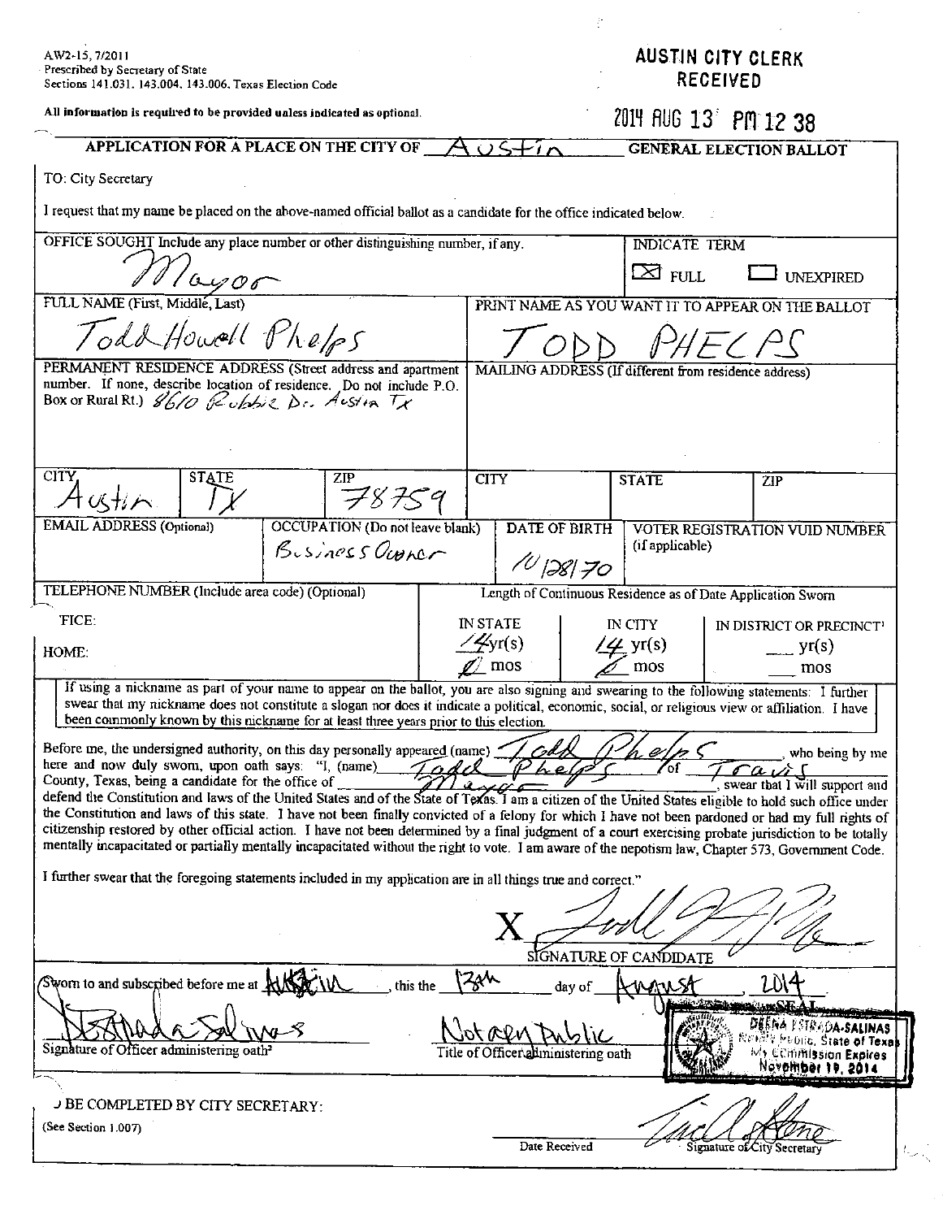AW2-15, 7/2011
Prescribed by Secretary of State
Sections 141.031, 143.004, 143.006, Texas Election Code

**AUSTIN CITY CLERK**
**RECEIVED**

All information is required to be provided unless indicated as optional.

2014 AUG 13 PM 12 38

## APPLICATION FOR A PLACE ON THE CITY OF Austin GENERAL ELECTION BALLOT

TO: City Secretary

I request that my name be placed on the above-named official ballot as a candidate for the office indicated below.

| OFFICE SOUGHT Include any place number or other distinguishing number, if any. | INDICATE TERM |
|---|---|
| Mayor | [X] FULL [ ] UNEXPIRED |

| FULL NAME (First, Middle, Last) | PRINT NAME AS YOU WANT IT TO APPEAR ON THE BALLOT |
|---|---|
| Todd Howell Phelps | TODD PHELPS |

| PERMANENT RESIDENCE ADDRESS (Street address and apartment number. If none, describe location of residence. Do not include P.O. Box or Rural Rt.) | MAILING ADDRESS (If different from residence address) |
|---|---|
| 8610 Robbie Dr. Austin TX | |

| CITY | STATE | ZIP | CITY | STATE | ZIP |
|---|---|---|---|---|---|
| Austin | TX | 78759 | | | |

| EMAIL ADDRESS (Optional) | OCCUPATION (Do not leave blank) | DATE OF BIRTH | VOTER REGISTRATION VUID NUMBER (if applicable) |
|---|---|---|---|
| | Business Owner | 10/28/70 | |

| TELEPHONE NUMBER (Include area code) (Optional) | Length of Continuous Residence as of Date Application Sworn | | |
|---|---|---|---|
| | IN STATE | IN CITY | IN DISTRICT OR PRECINCT[1] |
| OFFICE: | 14 yr(s) | 14 yr(s) | ___ yr(s) |
| HOME: | 0 mos | 0 mos | ___ mos |

If using a nickname as part of your name to appear on the ballot, you are also signing and swearing to the following statements: I further swear that my nickname does not constitute a slogan nor does it indicate a political, economic, social, or religious view or affiliation. I have been commonly known by this nickname for at least three years prior to this election.

Before me, the undersigned authority, on this day personally appeared (name) Todd Phelps, who being by me here and now duly sworn, upon oath says: "I, (name) Todd Phelps of Travis County, Texas, being a candidate for the office of Mayor, swear that I will support and defend the Constitution and laws of the United States and of the State of Texas. I am a citizen of the United States eligible to hold such office under the Constitution and laws of this state. I have not been finally convicted of a felony for which I have not been pardoned or had my full rights of citizenship restored by other official action. I have not been determined by a final judgment of a court exercising probate jurisdiction to be totally mentally incapacitated or partially mentally incapacitated without the right to vote. I am aware of the nepotism law, Chapter 573, Government Code.

I further swear that the foregoing statements included in my application are in all things true and correct."

X [signature]
SIGNATURE OF CANDIDATE

Sworn to and subscribed before me at Austin, this the 13th day of August 2014.

[signature] — Signature of Officer administering oath[2]

Notary Public — Title of Officer administering oath

SEAL: DEENA ESTRADA-SALINAS, Notary Public, State of Texas, My Commission Expires November 19, 2014

TO BE COMPLETED BY CITY SECRETARY:
(See Section 1.007)

Date Received ________ [signature] Signature of City Secretary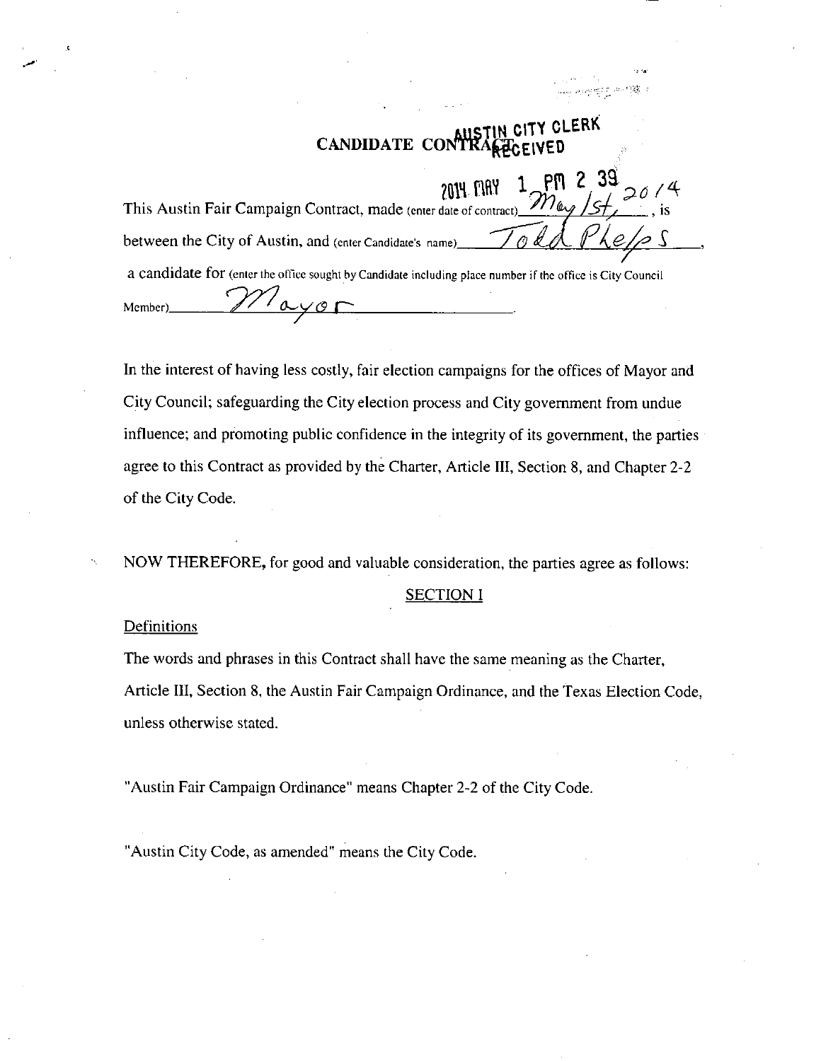# CANDIDATE CONTRACT

AUSTIN CITY CLERK RECEIVED

2014 MAY 1 PM 2 39

This Austin Fair Campaign Contract, made (enter date of contract) May 1st, 2014, is between the City of Austin, and (enter Candidate's name) Todd Phelps, a candidate for (enter the office sought by Candidate including place number if the office is City Council Member) Mayor.

In the interest of having less costly, fair election campaigns for the offices of Mayor and City Council; safeguarding the City election process and City government from undue influence; and promoting public confidence in the integrity of its government, the parties agree to this Contract as provided by the Charter, Article III, Section 8, and Chapter 2-2 of the City Code.

NOW THEREFORE, for good and valuable consideration, the parties agree as follows:

## SECTION I

Definitions

The words and phrases in this Contract shall have the same meaning as the Charter, Article III, Section 8, the Austin Fair Campaign Ordinance, and the Texas Election Code, unless otherwise stated.

"Austin Fair Campaign Ordinance" means Chapter 2-2 of the City Code.

"Austin City Code, as amended" means the City Code.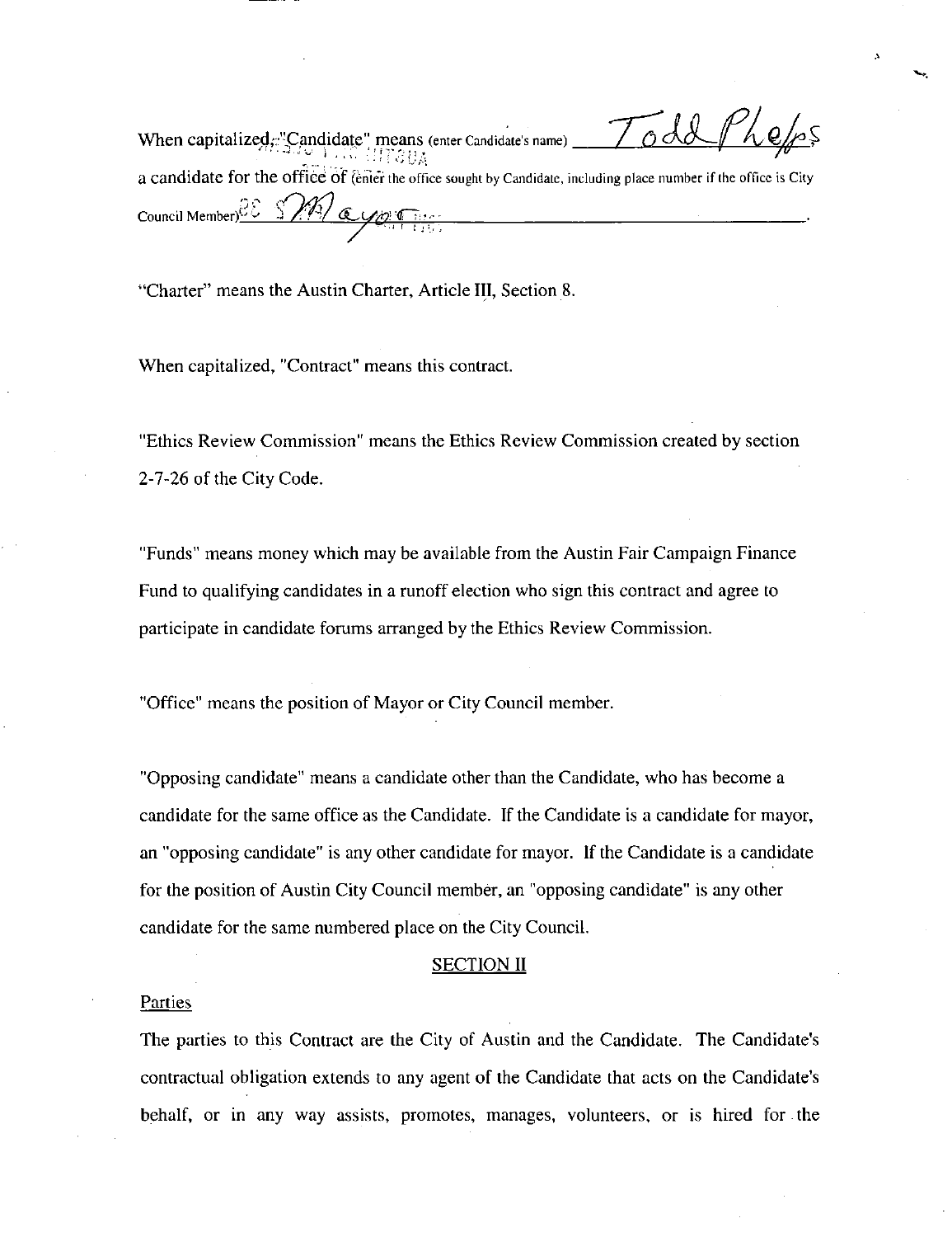When capitalized, "Candidate" means (enter Candidate's name) Todd Phelps

a candidate for the office of (enter the office sought by Candidate, including place number if the office is City Council Member) Mayor.

"Charter" means the Austin Charter, Article III, Section 8.

When capitalized, "Contract" means this contract.

"Ethics Review Commission" means the Ethics Review Commission created by section 2-7-26 of the City Code.

"Funds" means money which may be available from the Austin Fair Campaign Finance Fund to qualifying candidates in a runoff election who sign this contract and agree to participate in candidate forums arranged by the Ethics Review Commission.

"Office" means the position of Mayor or City Council member.

"Opposing candidate" means a candidate other than the Candidate, who has become a candidate for the same office as the Candidate. If the Candidate is a candidate for mayor, an "opposing candidate" is any other candidate for mayor. If the Candidate is a candidate for the position of Austin City Council member, an "opposing candidate" is any other candidate for the same numbered place on the City Council.

## SECTION II

Parties

The parties to this Contract are the City of Austin and the Candidate. The Candidate's contractual obligation extends to any agent of the Candidate that acts on the Candidate's behalf, or in any way assists, promotes, manages, volunteers, or is hired for the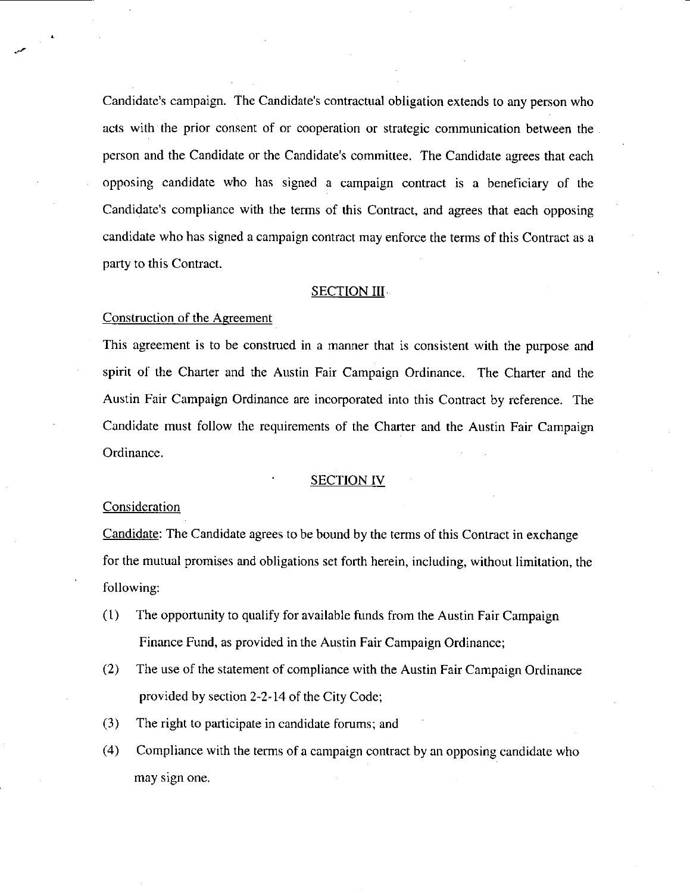Candidate's campaign. The Candidate's contractual obligation extends to any person who acts with the prior consent of or cooperation or strategic communication between the person and the Candidate or the Candidate's committee. The Candidate agrees that each opposing candidate who has signed a campaign contract is a beneficiary of the Candidate's compliance with the terms of this Contract, and agrees that each opposing candidate who has signed a campaign contract may enforce the terms of this Contract as a party to this Contract.

## SECTION III

Construction of the Agreement

This agreement is to be construed in a manner that is consistent with the purpose and spirit of the Charter and the Austin Fair Campaign Ordinance. The Charter and the Austin Fair Campaign Ordinance are incorporated into this Contract by reference. The Candidate must follow the requirements of the Charter and the Austin Fair Campaign Ordinance.

## SECTION IV

Consideration

Candidate: The Candidate agrees to be bound by the terms of this Contract in exchange for the mutual promises and obligations set forth herein, including, without limitation, the following:

(1) The opportunity to qualify for available funds from the Austin Fair Campaign Finance Fund, as provided in the Austin Fair Campaign Ordinance;

(2) The use of the statement of compliance with the Austin Fair Campaign Ordinance provided by section 2-2-14 of the City Code;

(3) The right to participate in candidate forums; and

(4) Compliance with the terms of a campaign contract by an opposing candidate who may sign one.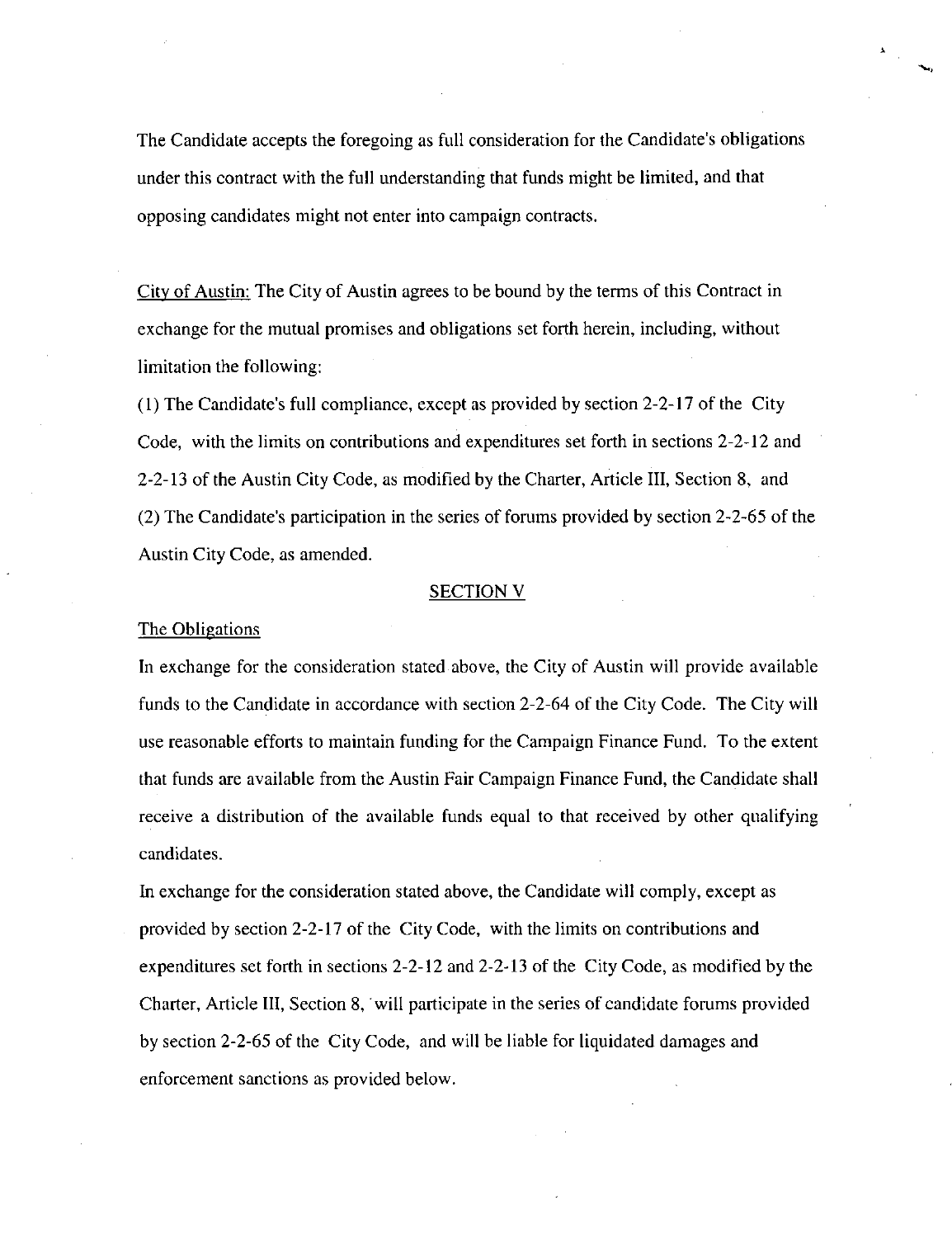The Candidate accepts the foregoing as full consideration for the Candidate's obligations under this contract with the full understanding that funds might be limited, and that opposing candidates might not enter into campaign contracts.

City of Austin: The City of Austin agrees to be bound by the terms of this Contract in exchange for the mutual promises and obligations set forth herein, including, without limitation the following:

(1) The Candidate's full compliance, except as provided by section 2-2-17 of the City Code, with the limits on contributions and expenditures set forth in sections 2-2-12 and 2-2-13 of the Austin City Code, as modified by the Charter, Article III, Section 8, and

(2) The Candidate's participation in the series of forums provided by section 2-2-65 of the Austin City Code, as amended.

## SECTION V

The Obligations

In exchange for the consideration stated above, the City of Austin will provide available funds to the Candidate in accordance with section 2-2-64 of the City Code. The City will use reasonable efforts to maintain funding for the Campaign Finance Fund. To the extent that funds are available from the Austin Fair Campaign Finance Fund, the Candidate shall receive a distribution of the available funds equal to that received by other qualifying candidates.

In exchange for the consideration stated above, the Candidate will comply, except as provided by section 2-2-17 of the City Code, with the limits on contributions and expenditures set forth in sections 2-2-12 and 2-2-13 of the City Code, as modified by the Charter, Article III, Section 8, will participate in the series of candidate forums provided by section 2-2-65 of the City Code, and will be liable for liquidated damages and enforcement sanctions as provided below.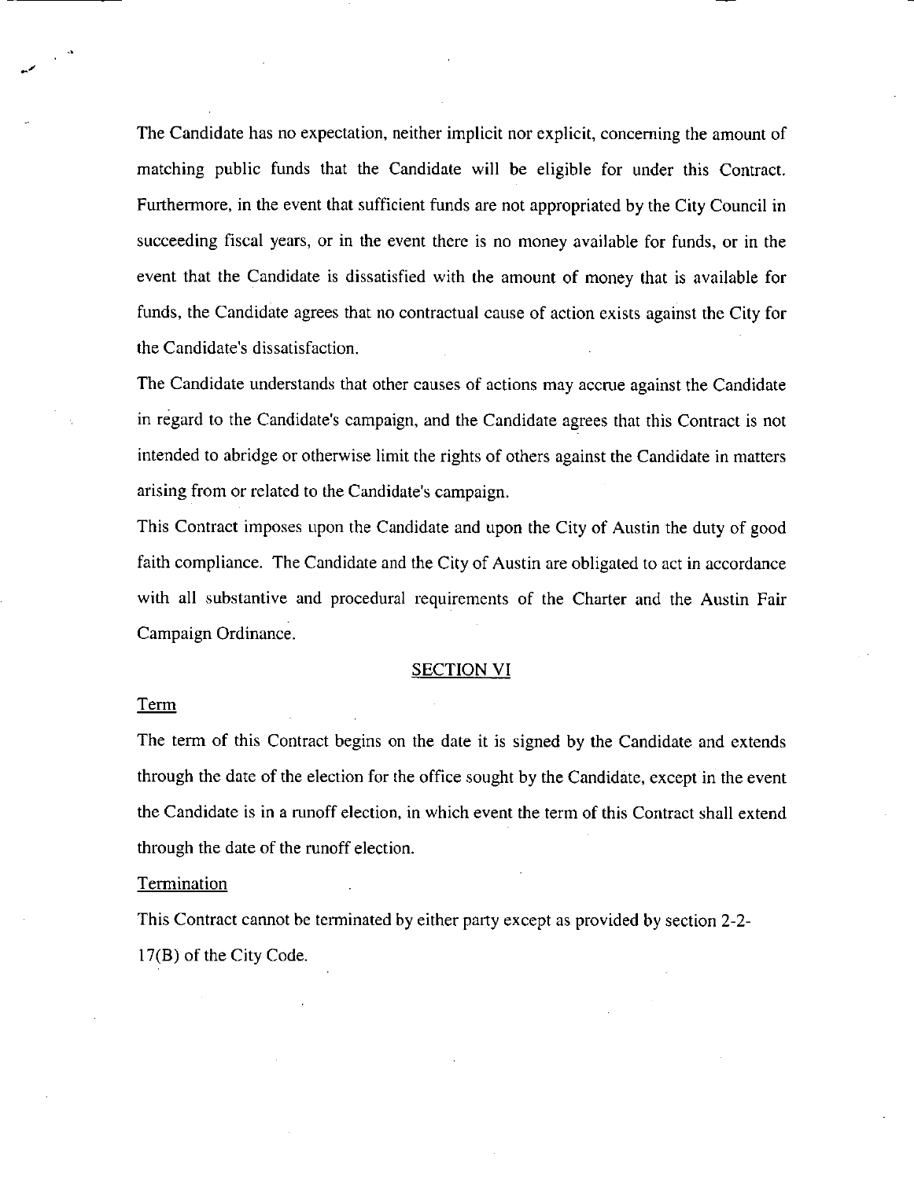The Candidate has no expectation, neither implicit nor explicit, concerning the amount of matching public funds that the Candidate will be eligible for under this Contract. Furthermore, in the event that sufficient funds are not appropriated by the City Council in succeeding fiscal years, or in the event there is no money available for funds, or in the event that the Candidate is dissatisfied with the amount of money that is available for funds, the Candidate agrees that no contractual cause of action exists against the City for the Candidate's dissatisfaction.

The Candidate understands that other causes of actions may accrue against the Candidate in regard to the Candidate's campaign, and the Candidate agrees that this Contract is not intended to abridge or otherwise limit the rights of others against the Candidate in matters arising from or related to the Candidate's campaign.

This Contract imposes upon the Candidate and upon the City of Austin the duty of good faith compliance. The Candidate and the City of Austin are obligated to act in accordance with all substantive and procedural requirements of the Charter and the Austin Fair Campaign Ordinance.

## SECTION VI

### Term

The term of this Contract begins on the date it is signed by the Candidate and extends through the date of the election for the office sought by the Candidate, except in the event the Candidate is in a runoff election, in which event the term of this Contract shall extend through the date of the runoff election.

### Termination

This Contract cannot be terminated by either party except as provided by section 2-2-17(B) of the City Code.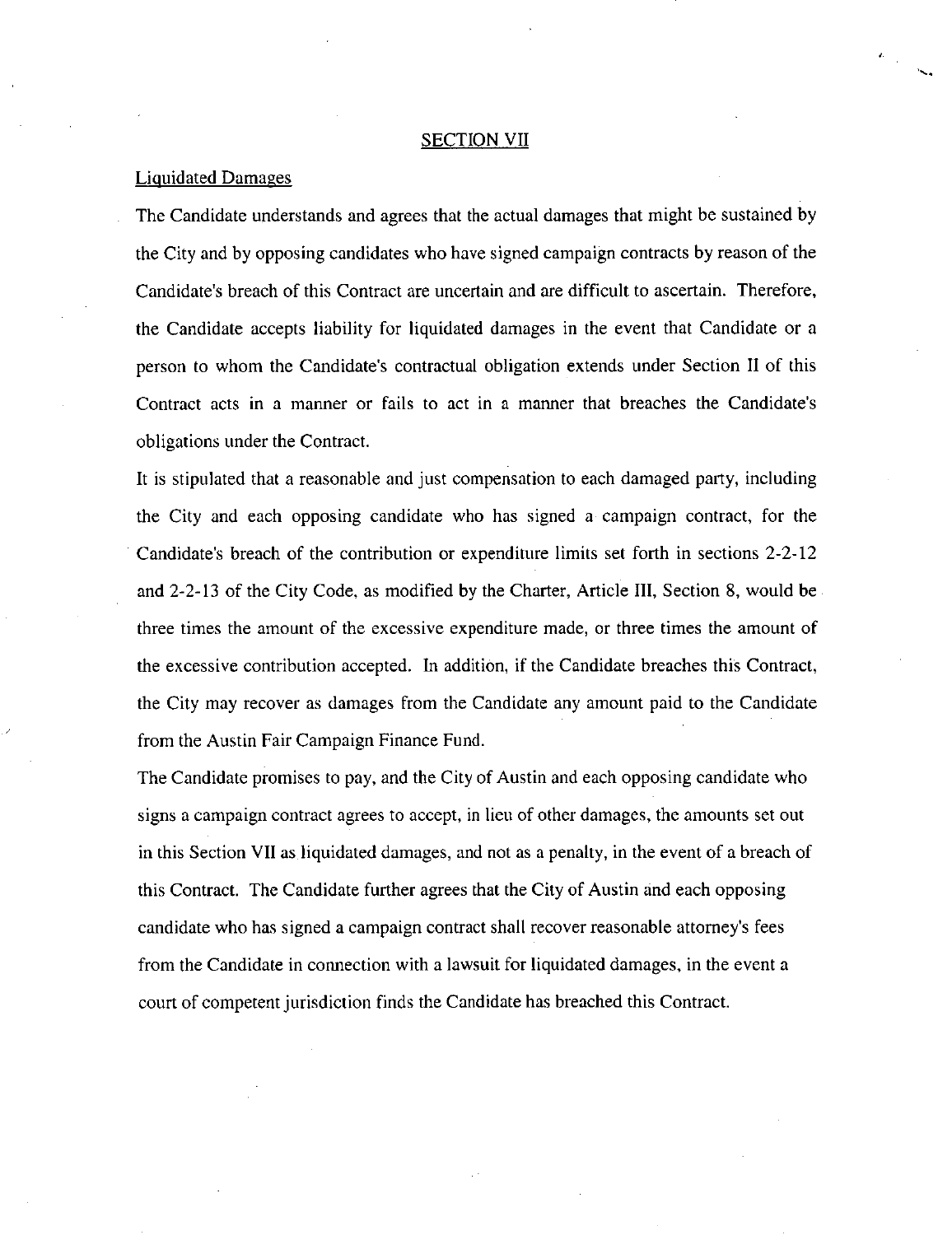## SECTION VII

Liquidated Damages

The Candidate understands and agrees that the actual damages that might be sustained by the City and by opposing candidates who have signed campaign contracts by reason of the Candidate's breach of this Contract are uncertain and are difficult to ascertain. Therefore, the Candidate accepts liability for liquidated damages in the event that Candidate or a person to whom the Candidate's contractual obligation extends under Section II of this Contract acts in a manner or fails to act in a manner that breaches the Candidate's obligations under the Contract.

It is stipulated that a reasonable and just compensation to each damaged party, including the City and each opposing candidate who has signed a campaign contract, for the Candidate's breach of the contribution or expenditure limits set forth in sections 2-2-12 and 2-2-13 of the City Code, as modified by the Charter, Article III, Section 8, would be three times the amount of the excessive expenditure made, or three times the amount of the excessive contribution accepted. In addition, if the Candidate breaches this Contract, the City may recover as damages from the Candidate any amount paid to the Candidate from the Austin Fair Campaign Finance Fund.

The Candidate promises to pay, and the City of Austin and each opposing candidate who signs a campaign contract agrees to accept, in lieu of other damages, the amounts set out in this Section VII as liquidated damages, and not as a penalty, in the event of a breach of this Contract. The Candidate further agrees that the City of Austin and each opposing candidate who has signed a campaign contract shall recover reasonable attorney's fees from the Candidate in connection with a lawsuit for liquidated damages, in the event a court of competent jurisdiction finds the Candidate has breached this Contract.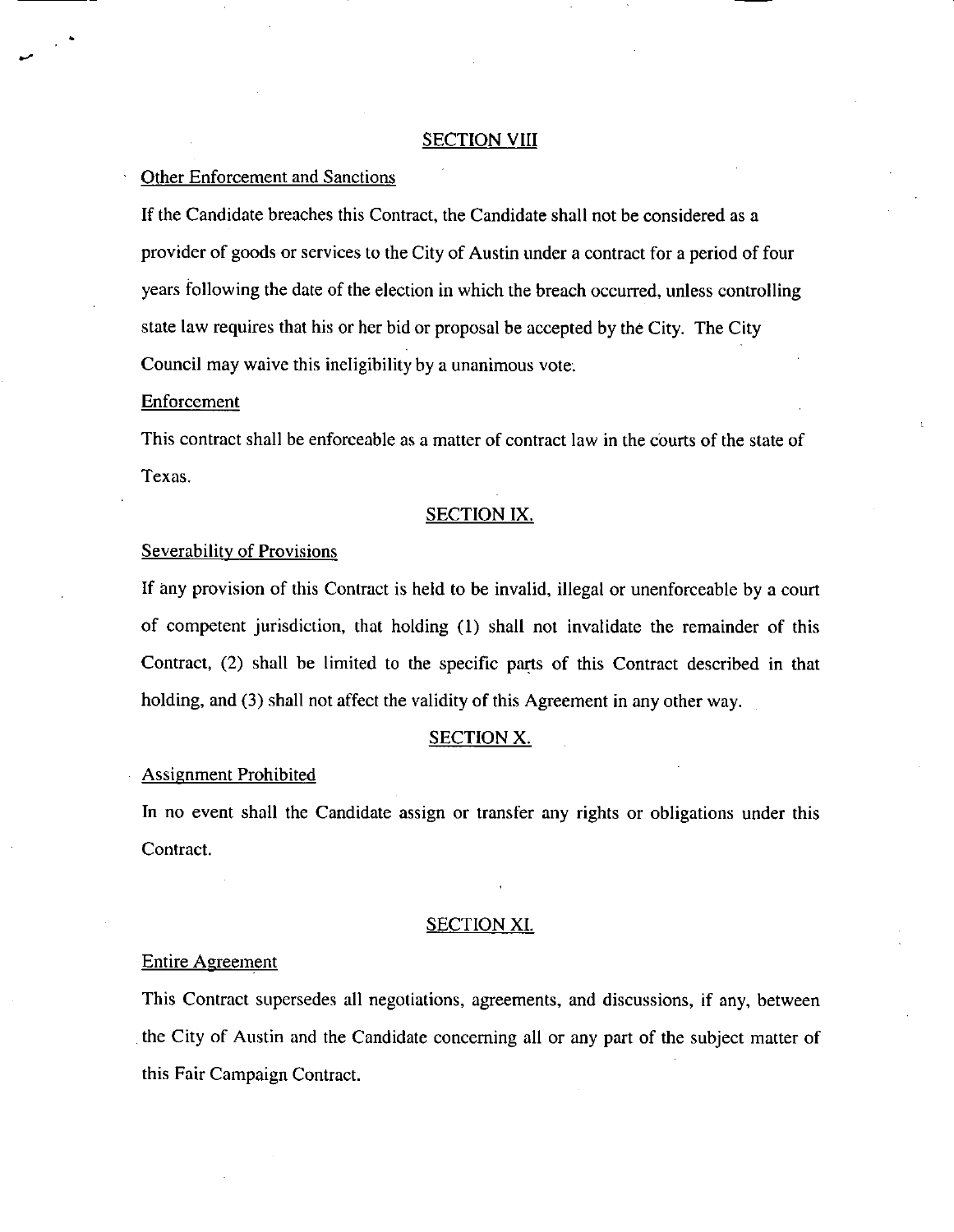## SECTION VIII

Other Enforcement and Sanctions

If the Candidate breaches this Contract, the Candidate shall not be considered as a provider of goods or services to the City of Austin under a contract for a period of four years following the date of the election in which the breach occurred, unless controlling state law requires that his or her bid or proposal be accepted by the City. The City Council may waive this ineligibility by a unanimous vote.

Enforcement

This contract shall be enforceable as a matter of contract law in the courts of the state of Texas.

## SECTION IX.

Severability of Provisions

If any provision of this Contract is held to be invalid, illegal or unenforceable by a court of competent jurisdiction, that holding (1) shall not invalidate the remainder of this Contract, (2) shall be limited to the specific parts of this Contract described in that holding, and (3) shall not affect the validity of this Agreement in any other way.

## SECTION X.

Assignment Prohibited

In no event shall the Candidate assign or transfer any rights or obligations under this Contract.

## SECTION XI.

Entire Agreement

This Contract supersedes all negotiations, agreements, and discussions, if any, between the City of Austin and the Candidate concerning all or any part of the subject matter of this Fair Campaign Contract.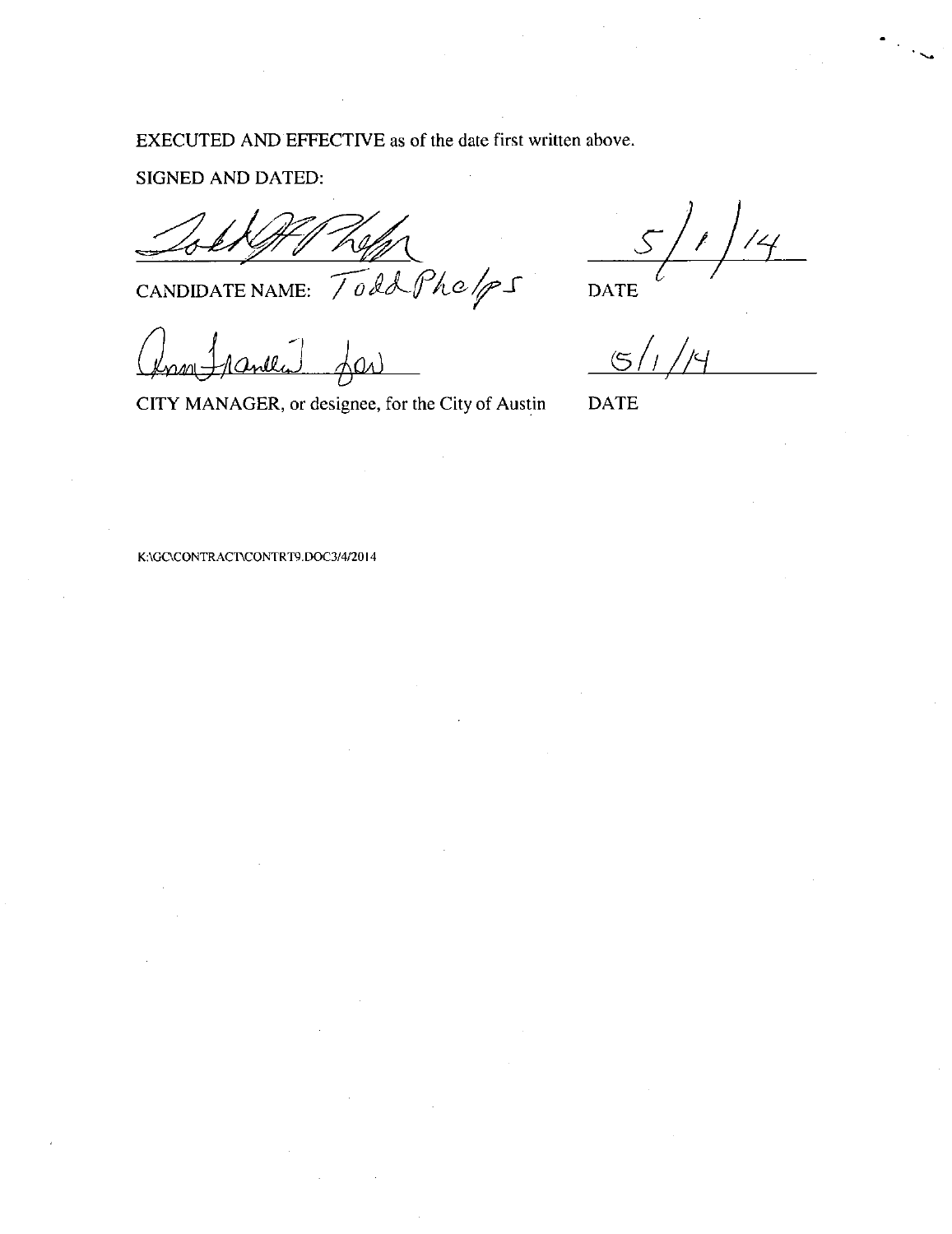EXECUTED AND EFFECTIVE as of the date first written above.

SIGNED AND DATED:

Todd Phelps

CANDIDATE NAME: Todd Phelps

5/1/14

DATE

Anne Frandin for

CITY MANAGER, or designee, for the City of Austin

5/1/14

DATE

K:\GC\CONTRACT\CONTRT9.DOC3/4/2014